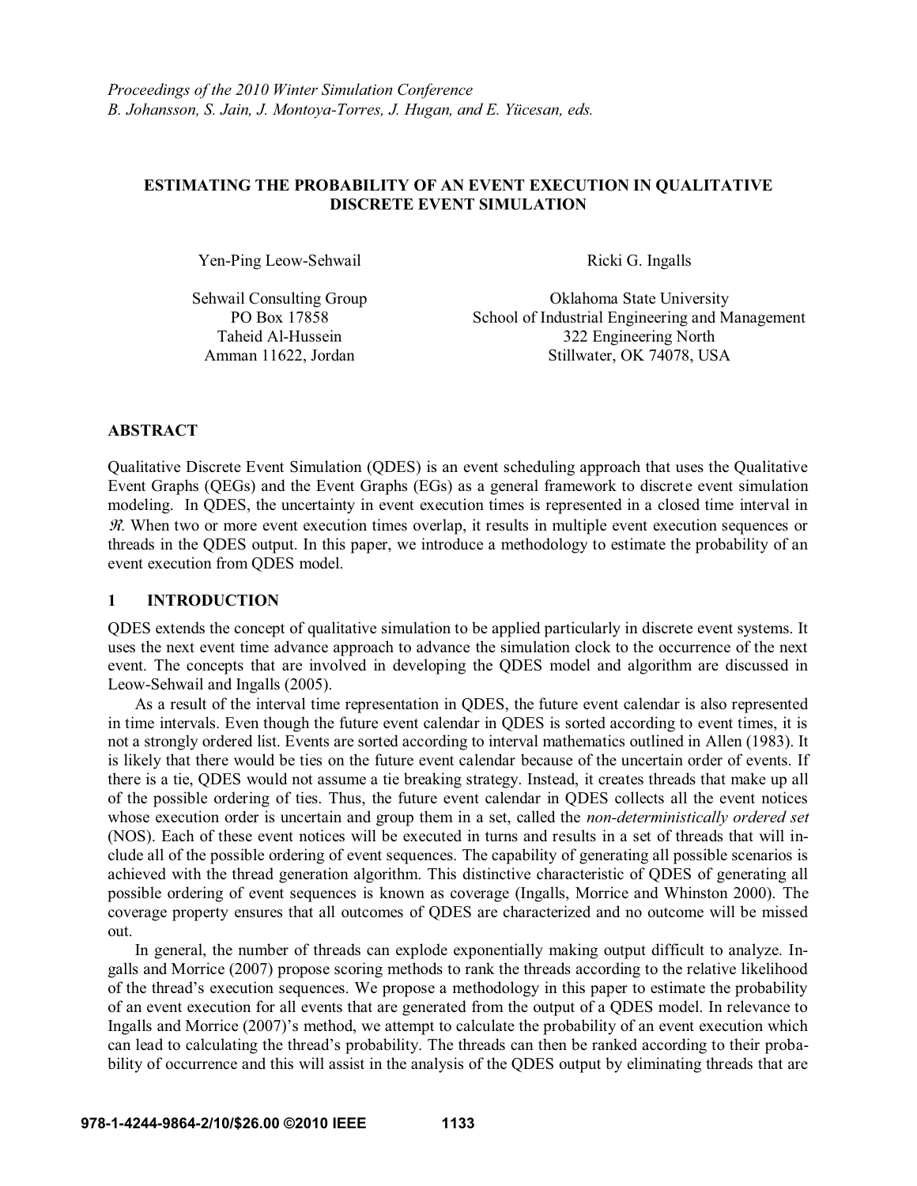*Proceedings of the 2010 Winter Simulation Conference*
*B. Johansson, S. Jain, J. Montoya-Torres, J. Hugan, and E. Yücesan, eds.*

# ESTIMATING THE PROBABILITY OF AN EVENT EXECUTION IN QUALITATIVE DISCRETE EVENT SIMULATION

Yen-Ping Leow-Sehwail

Sehwail Consulting Group
PO Box 17858
Taheid Al-Hussein
Amman 11622, Jordan

Ricki G. Ingalls

Oklahoma State University
School of Industrial Engineering and Management
322 Engineering North
Stillwater, OK 74078, USA

## ABSTRACT

Qualitative Discrete Event Simulation (QDES) is an event scheduling approach that uses the Qualitative Event Graphs (QEGs) and the Event Graphs (EGs) as a general framework to discrete event simulation modeling. In QDES, the uncertainty in event execution times is represented in a closed time interval in $\mathfrak{R}$. When two or more event execution times overlap, it results in multiple event execution sequences or threads in the QDES output. In this paper, we introduce a methodology to estimate the probability of an event execution from QDES model.

## 1 INTRODUCTION

QDES extends the concept of qualitative simulation to be applied particularly in discrete event systems. It uses the next event time advance approach to advance the simulation clock to the occurrence of the next event. The concepts that are involved in developing the QDES model and algorithm are discussed in Leow-Sehwail and Ingalls (2005).

As a result of the interval time representation in QDES, the future event calendar is also represented in time intervals. Even though the future event calendar in QDES is sorted according to event times, it is not a strongly ordered list. Events are sorted according to interval mathematics outlined in Allen (1983). It is likely that there would be ties on the future event calendar because of the uncertain order of events. If there is a tie, QDES would not assume a tie breaking strategy. Instead, it creates threads that make up all of the possible ordering of ties. Thus, the future event calendar in QDES collects all the event notices whose execution order is uncertain and group them in a set, called the *non-deterministically ordered set* (NOS). Each of these event notices will be executed in turns and results in a set of threads that will include all of the possible ordering of event sequences. The capability of generating all possible scenarios is achieved with the thread generation algorithm. This distinctive characteristic of QDES of generating all possible ordering of event sequences is known as coverage (Ingalls, Morrice and Whinston 2000). The coverage property ensures that all outcomes of QDES are characterized and no outcome will be missed out.

In general, the number of threads can explode exponentially making output difficult to analyze. Ingalls and Morrice (2007) propose scoring methods to rank the threads according to the relative likelihood of the thread's execution sequences. We propose a methodology in this paper to estimate the probability of an event execution for all events that are generated from the output of a QDES model. In relevance to Ingalls and Morrice (2007)'s method, we attempt to calculate the probability of an event execution which can lead to calculating the thread's probability. The threads can then be ranked according to their probability of occurrence and this will assist in the analysis of the QDES output by eliminating threads that are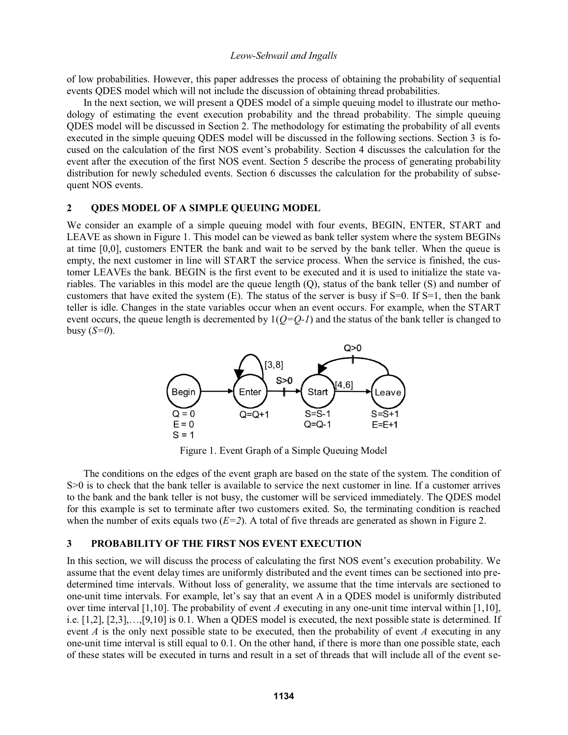of low probabilities. However, this paper addresses the process of obtaining the probability of sequential events QDES model which will not include the discussion of obtaining thread probabilities.

In the next section, we will present a QDES model of a simple queuing model to illustrate our methodology of estimating the event execution probability and the thread probability. The simple queuing QDES model will be discussed in Section 2. The methodology for estimating the probability of all events executed in the simple queuing QDES model will be discussed in the following sections. Section 3 is focused on the calculation of the first NOS event's probability. Section 4 discusses the calculation for the event after the execution of the first NOS event. Section 5 describe the process of generating probability distribution for newly scheduled events. Section 6 discusses the calculation for the probability of subsequent NOS events.

## 2 QDES MODEL OF A SIMPLE QUEUING MODEL

We consider an example of a simple queuing model with four events, BEGIN, ENTER, START and LEAVE as shown in Figure 1. This model can be viewed as bank teller system where the system BEGINs at time [0,0], customers ENTER the bank and wait to be served by the bank teller. When the queue is empty, the next customer in line will START the service process. When the service is finished, the customer LEAVEs the bank. BEGIN is the first event to be executed and it is used to initialize the state variables. The variables in this model are the queue length (Q), status of the bank teller (S) and number of customers that have exited the system (E). The status of the server is busy if S=0. If S=1, then the bank teller is idle. Changes in the state variables occur when an event occurs. For example, when the START event occurs, the queue length is decremented by 1(*Q=Q-1*) and the status of the bank teller is changed to busy (*S=0*).

Figure 1. Event Graph of a Simple Queuing Model

The conditions on the edges of the event graph are based on the state of the system. The condition of S>0 is to check that the bank teller is available to service the next customer in line. If a customer arrives to the bank and the bank teller is not busy, the customer will be serviced immediately. The QDES model for this example is set to terminate after two customers exited. So, the terminating condition is reached when the number of exits equals two (*E=2*). A total of five threads are generated as shown in Figure 2.

## 3 PROBABILITY OF THE FIRST NOS EVENT EXECUTION

In this section, we will discuss the process of calculating the first NOS event's execution probability. We assume that the event delay times are uniformly distributed and the event times can be sectioned into predetermined time intervals. Without loss of generality, we assume that the time intervals are sectioned to one-unit time intervals. For example, let's say that an event A in a QDES model is uniformly distributed over time interval [1,10]. The probability of event *A* executing in any one-unit time interval within [1,10], i.e. [1,2], [2,3],…,[9,10] is 0.1. When a QDES model is executed, the next possible state is determined. If event *A* is the only next possible state to be executed, then the probability of event *A* executing in any one-unit time interval is still equal to 0.1. On the other hand, if there is more than one possible state, each of these states will be executed in turns and result in a set of threads that will include all of the event se-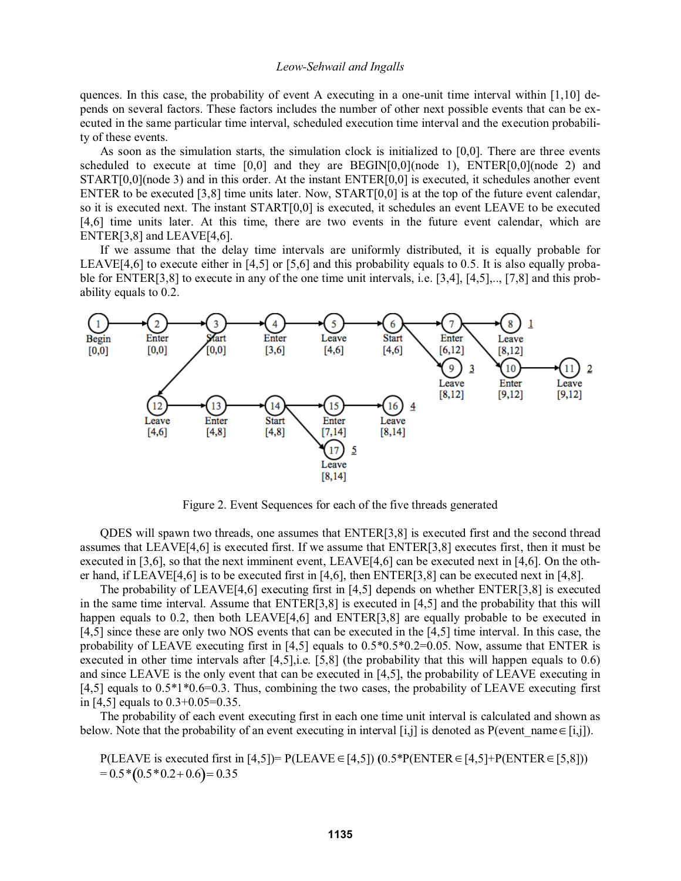quences. In this case, the probability of event A executing in a one-unit time interval within [1,10] depends on several factors. These factors includes the number of other next possible events that can be executed in the same particular time interval, scheduled execution time interval and the execution probability of these events.

As soon as the simulation starts, the simulation clock is initialized to [0,0]. There are three events scheduled to execute at time [0,0] and they are BEGIN[0,0](node 1), ENTER[0,0](node 2) and START[0,0](node 3) and in this order. At the instant ENTER[0,0] is executed, it schedules another event ENTER to be executed [3,8] time units later. Now, START[0,0] is at the top of the future event calendar, so it is executed next. The instant START[0,0] is executed, it schedules an event LEAVE to be executed [4,6] time units later. At this time, there are two events in the future event calendar, which are ENTER[3,8] and LEAVE[4,6].

If we assume that the delay time intervals are uniformly distributed, it is equally probable for LEAVE[4,6] to execute either in [4,5] or [5,6] and this probability equals to 0.5. It is also equally probable for ENTER[3,8] to execute in any of the one time unit intervals, i.e. [3,4], [4,5],.., [7,8] and this probability equals to 0.2.

Figure 2. Event Sequences for each of the five threads generated

QDES will spawn two threads, one assumes that ENTER[3,8] is executed first and the second thread assumes that LEAVE[4,6] is executed first. If we assume that ENTER[3,8] executes first, then it must be executed in [3,6], so that the next imminent event, LEAVE[4,6] can be executed next in [4,6]. On the other hand, if LEAVE[4,6] is to be executed first in [4,6], then ENTER[3,8] can be executed next in [4,8].

The probability of LEAVE[4,6] executing first in [4,5] depends on whether ENTER[3,8] is executed in the same time interval. Assume that ENTER[3,8] is executed in [4,5] and the probability that this will happen equals to 0.2, then both LEAVE[4,6] and ENTER[3,8] are equally probable to be executed in [4,5] since these are only two NOS events that can be executed in the [4,5] time interval. In this case, the probability of LEAVE executing first in [4,5] equals to 0.5\*0.5\*0.2=0.05. Now, assume that ENTER is executed in other time intervals after [4,5],i.e. [5,8] (the probability that this will happen equals to 0.6) and since LEAVE is the only event that can be executed in [4,5], the probability of LEAVE executing in [4,5] equals to 0.5\*1\*0.6=0.3. Thus, combining the two cases, the probability of LEAVE executing first in [4,5] equals to 0.3+0.05=0.35.

The probability of each event executing first in each one time unit interval is calculated and shown as below. Note that the probability of an event executing in interval [i,j] is denoted as P(event_name $\in$ [i,j]).

$$P(\text{LEAVE is executed first in } [4,5]) = P(\text{LEAVE} \in [4,5])\,(0.5 * P(\text{ENTER} \in [4,5] + P(\text{ENTER} \in [5,8]))$$
$$= 0.5 * (0.5 * 0.2 + 0.6) = 0.35$$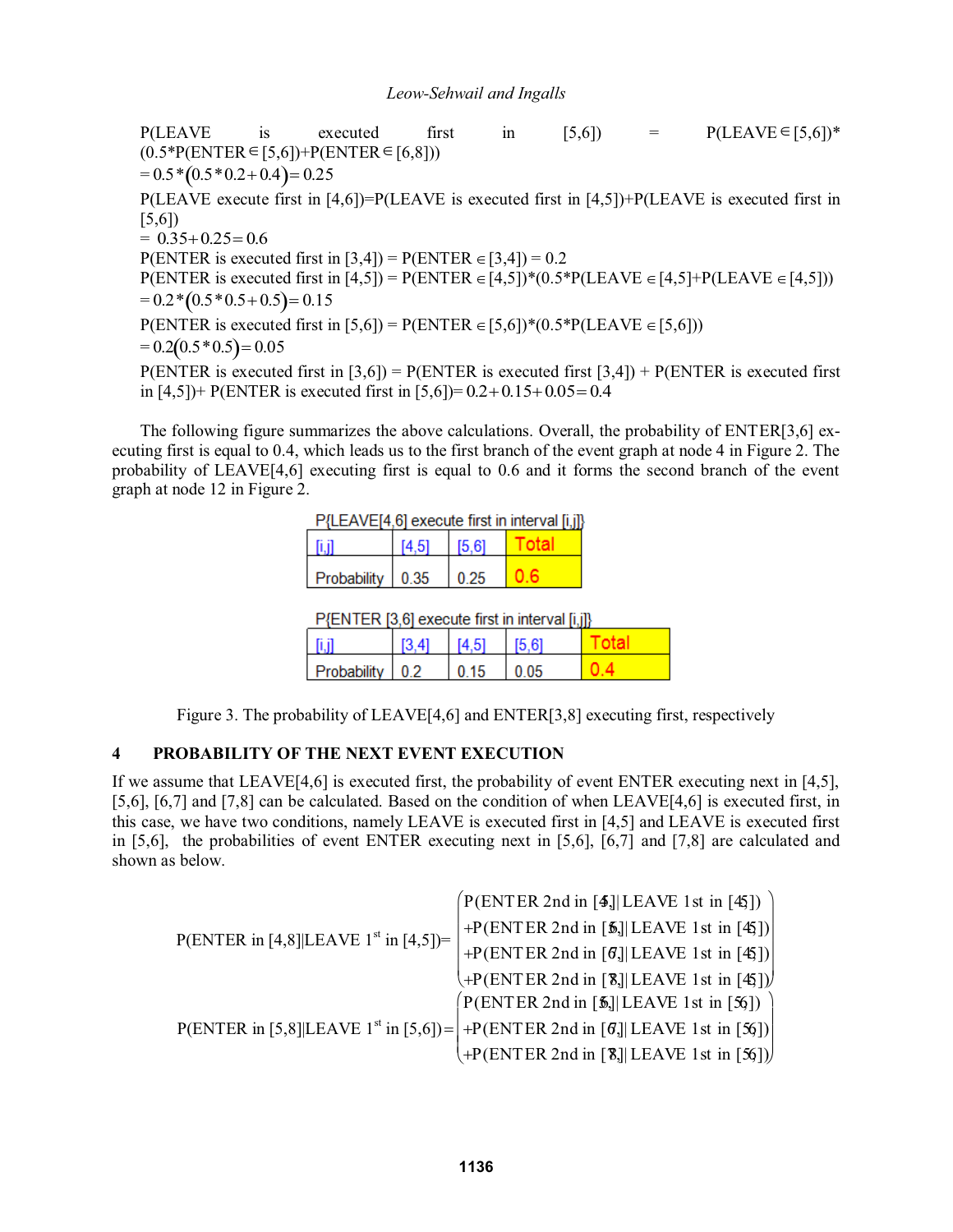P(LEAVE is executed first in [5,6]) = P(LEAVE ∈ [5,6])* (0.5*P(ENTER ∈ [5,6])+P(ENTER ∈ [6,8]))

$= 0.5*(0.5*0.2+0.4) = 0.25$

P(LEAVE execute first in [4,6])=P(LEAVE is executed first in [4,5])+P(LEAVE is executed first in [5,6])

$= 0.35+0.25 = 0.6$

P(ENTER is executed first in [3,4]) = P(ENTER ∈ [3,4]) = 0.2

P(ENTER is executed first in [4,5]) = P(ENTER ∈ [4,5])*(0.5*P(LEAVE ∈ [4,5]+P(LEAVE ∈ [4,5]))

$= 0.2*(0.5*0.5+0.5) = 0.15$

P(ENTER is executed first in [5,6]) = P(ENTER ∈ [5,6])*(0.5*P(LEAVE ∈ [5,6]))

$= 0.2(0.5*0.5) = 0.05$

P(ENTER is executed first in [3,6]) = P(ENTER is executed first [3,4]) + P(ENTER is executed first in [4,5])+ P(ENTER is executed first in [5,6])= 0.2+0.15+0.05= 0.4

The following figure summarizes the above calculations. Overall, the probability of ENTER[3,6] executing first is equal to 0.4, which leads us to the first branch of the event graph at node 4 in Figure 2. The probability of LEAVE[4,6] executing first is equal to 0.6 and it forms the second branch of the event graph at node 12 in Figure 2.

P{LEAVE[4,6] execute first in interval [i,j]}

| [i,j] | [4,5] | [5,6] | Total |
|---|---|---|---|
| Probability | 0.35 | 0.25 | 0.6 |

P{ENTER [3,6] execute first in interval [i,j]}

| [i,j] | [3,4] | [4,5] | [5,6] | Total |
|---|---|---|---|---|
| Probability | 0.2 | 0.15 | 0.05 | 0.4 |

Figure 3. The probability of LEAVE[4,6] and ENTER[3,8] executing first, respectively

## 4 PROBABILITY OF THE NEXT EVENT EXECUTION

If we assume that LEAVE[4,6] is executed first, the probability of event ENTER executing next in [4,5], [5,6], [6,7] and [7,8] can be calculated. Based on the condition of when LEAVE[4,6] is executed first, in this case, we have two conditions, namely LEAVE is executed first in [4,5] and LEAVE is executed first in [5,6], the probabilities of event ENTER executing next in [5,6], [6,7] and [7,8] are calculated and shown as below.

$$\text{P(ENTER in [4,8]|LEAVE 1}^{st}\text{ in [4,5])} = \begin{pmatrix} \text{P(ENTER 2nd in [4,5]| LEAVE 1st in [4,5])} \\ +\text{P(ENTER 2nd in [5,6]| LEAVE 1st in [4,5])} \\ +\text{P(ENTER 2nd in [6,7]| LEAVE 1st in [4,5])} \\ +\text{P(ENTER 2nd in [7,8]| LEAVE 1st in [4,5])} \end{pmatrix}$$

$$\text{P(ENTER in [5,8]|LEAVE 1}^{st}\text{ in [5,6])} = \begin{pmatrix} \text{P(ENTER 2nd in [5,6]| LEAVE 1st in [5,6])} \\ +\text{P(ENTER 2nd in [6,7]| LEAVE 1st in [5,6])} \\ +\text{P(ENTER 2nd in [7,8]| LEAVE 1st in [5,6])} \end{pmatrix}$$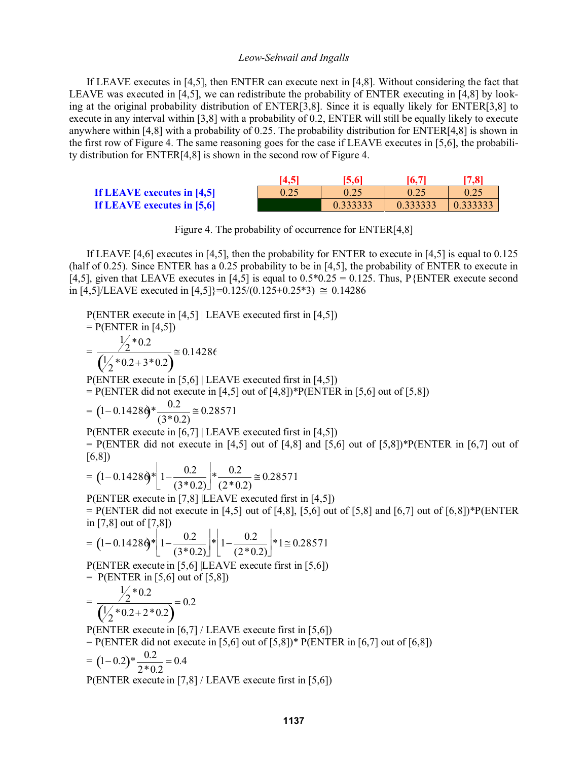If LEAVE executes in [4,5], then ENTER can execute next in [4,8]. Without considering the fact that LEAVE was executed in [4,5], we can redistribute the probability of ENTER executing in [4,8] by looking at the original probability distribution of ENTER[3,8]. Since it is equally likely for ENTER[3,8] to execute in any interval within [3,8] with a probability of 0.2, ENTER will still be equally likely to execute anywhere within [4,8] with a probability of 0.25. The probability distribution for ENTER[4,8] is shown in the first row of Figure 4. The same reasoning goes for the case if LEAVE executes in [5,6], the probability distribution for ENTER[4,8] is shown in the second row of Figure 4.

| | [4,5] | [5,6] | [6,7] | [7,8] |
|---|---|---|---|---|
| **If LEAVE executes in [4,5]** | 0.25 | 0.25 | 0.25 | 0.25 |
| **If LEAVE executes in [5,6]** | | 0.333333 | 0.333333 | 0.333333 |

Figure 4. The probability of occurrence for ENTER[4,8]

If LEAVE [4,6] executes in [4,5], then the probability for ENTER to execute in [4,5] is equal to 0.125 (half of 0.25). Since ENTER has a 0.25 probability to be in [4,5], the probability of ENTER to execute in [4,5], given that LEAVE executes in [4,5] is equal to 0.5*0.25 = 0.125. Thus, P{ENTER execute second in [4,5]/LEAVE executed in [4,5]}=0.125/(0.125+0.25*3) $\cong$ 0.14286

P(ENTER execute in [4,5] | LEAVE executed first in [4,5])
= P(ENTER in [4,5])

$$= \frac{\frac{1}{2}*0.2}{\left(\frac{1}{2}*0.2+3*0.2\right)} \cong 0.14286$$

P(ENTER execute in [5,6] | LEAVE executed first in [4,5])
= P(ENTER did not execute in [4,5] out of [4,8])*P(ENTER in [5,6] out of [5,8])

$$= (1-0.14286)*\frac{0.2}{(3*0.2)} \cong 0.28571$$

P(ENTER execute in [6,7] | LEAVE executed first in [4,5])
= P(ENTER did not execute in [4,5] out of [4,8] and [5,6] out of [5,8])*P(ENTER in [6,7] out of [6,8])

$$= (1-0.14286)*\left[1-\frac{0.2}{(3*0.2)}\right]*\frac{0.2}{(2*0.2)} \cong 0.28571$$

P(ENTER execute in [7,8] |LEAVE executed first in [4,5])
= P(ENTER did not execute in [4,5] out of [4,8], [5,6] out of [5,8] and [6,7] out of [6,8])*P(ENTER in [7,8] out of [7,8])

$$= (1-0.14286)*\left[1-\frac{0.2}{(3*0.2)}\right]*\left[1-\frac{0.2}{(2*0.2)}\right]*1 \cong 0.28571$$

P(ENTER execute in [5,6] |LEAVE execute first in [5,6])
= P(ENTER in [5,6] out of [5,8])

$$= \frac{\frac{1}{2}*0.2}{\left(\frac{1}{2}*0.2+2*0.2\right)} = 0.2$$

P(ENTER execute in [6,7] / LEAVE execute first in [5,6])
= P(ENTER did not execute in [5,6] out of [5,8])* P(ENTER in [6,7] out of [6,8])

$$= (1-0.2)*\frac{0.2}{2*0.2} = 0.4$$

P(ENTER execute in [7,8] / LEAVE execute first in [5,6])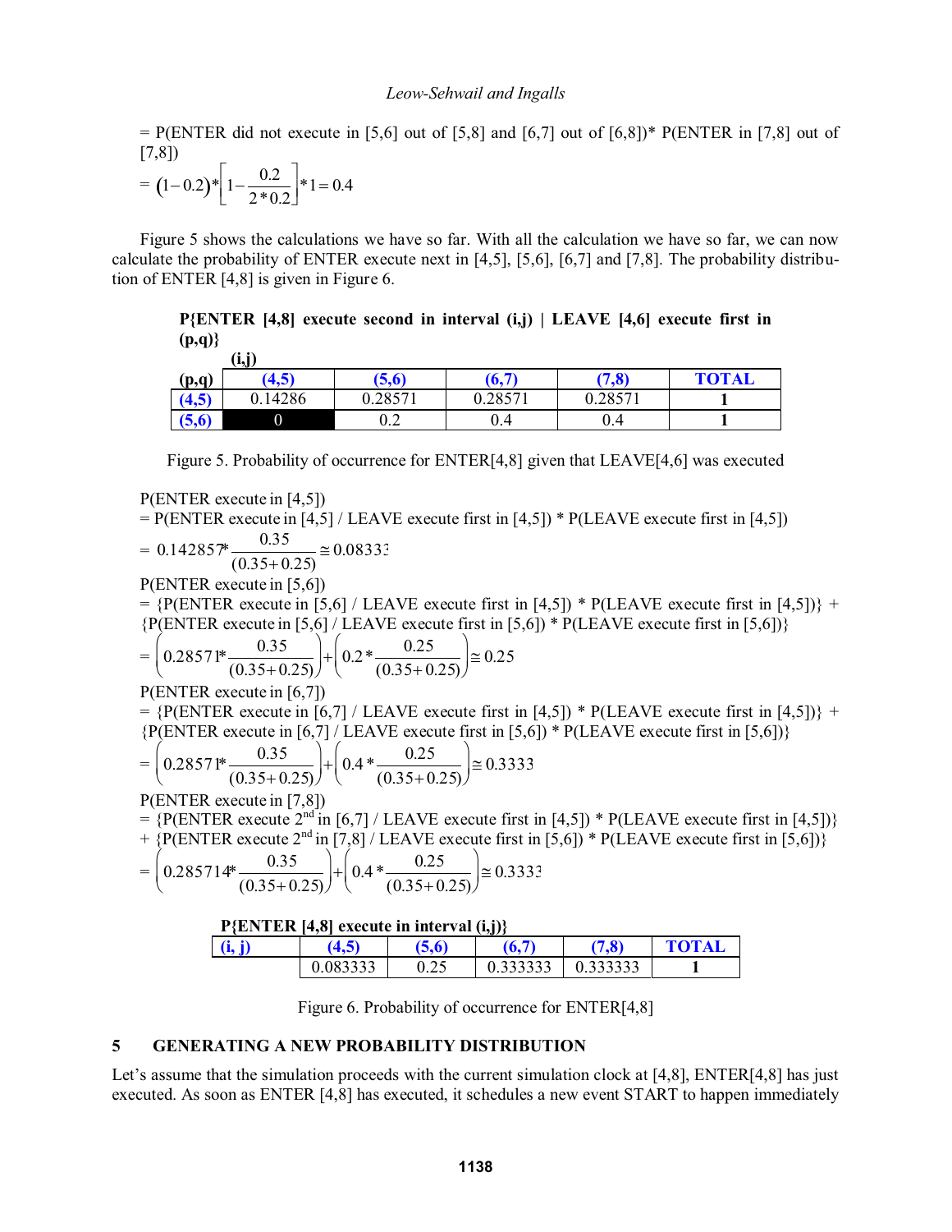= P(ENTER did not execute in [5,6] out of [5,8] and [6,7] out of [6,8])* P(ENTER in [7,8] out of [7,8])

$$= (1-0.2)*\left[1-\frac{0.2}{2*0.2}\right]*1 = 0.4$$

Figure 5 shows the calculations we have so far. With all the calculation we have so far, we can now calculate the probability of ENTER execute next in [4,5], [5,6], [6,7] and [7,8]. The probability distribution of ENTER [4,8] is given in Figure 6.

**P{ENTER [4,8] execute second in interval (i,j) | LEAVE [4,6] execute first in (p,q)}**

| (p,q) \ (i,j) | (4,5) | (5,6) | (6,7) | (7,8) | TOTAL |
|---|---|---|---|---|---|
| (4,5) | 0.14286 | 0.28571 | 0.28571 | 0.28571 | 1 |
| (5,6) | 0 | 0.2 | 0.4 | 0.4 | 1 |

Figure 5. Probability of occurrence for ENTER[4,8] given that LEAVE[4,6] was executed

P(ENTER execute in [4,5])

= P(ENTER execute in [4,5] / LEAVE execute first in [4,5]) * P(LEAVE execute first in [4,5])

$$= 0.142857*\frac{0.35}{(0.35+0.25)} \cong 0.08333$$

P(ENTER execute in [5,6])

= {P(ENTER execute in [5,6] / LEAVE execute first in [4,5]) * P(LEAVE execute first in [4,5])} + {P(ENTER execute in [5,6] / LEAVE execute first in [5,6]) * P(LEAVE execute first in [5,6])}

$$= \left(0.28571*\frac{0.35}{(0.35+0.25)}\right)+\left(0.2*\frac{0.25}{(0.35+0.25)}\right) \cong 0.25$$

P(ENTER execute in [6,7])

= {P(ENTER execute in [6,7] / LEAVE execute first in [4,5]) * P(LEAVE execute first in [4,5])} + {P(ENTER execute in [6,7] / LEAVE execute first in [5,6]) * P(LEAVE execute first in [5,6])}

$$= \left(0.28571*\frac{0.35}{(0.35+0.25)}\right)+\left(0.4*\frac{0.25}{(0.35+0.25)}\right) \cong 0.3333$$

P(ENTER execute in [7,8])

= {P(ENTER execute 2nd in [6,7] / LEAVE execute first in [4,5]) * P(LEAVE execute first in [4,5])} + {P(ENTER execute 2nd in [7,8] / LEAVE execute first in [5,6]) * P(LEAVE execute first in [5,6])}

$$= \left(0.285714*\frac{0.35}{(0.35+0.25)}\right)+\left(0.4*\frac{0.25}{(0.35+0.25)}\right) \cong 0.3333$$

**P{ENTER [4,8] execute in interval (i,j)}**

| (i, j) | (4,5) | (5,6) | (6,7) | (7,8) | TOTAL |
|---|---|---|---|---|---|
| | 0.083333 | 0.25 | 0.333333 | 0.333333 | 1 |

Figure 6. Probability of occurrence for ENTER[4,8]

## 5 GENERATING A NEW PROBABILITY DISTRIBUTION

Let's assume that the simulation proceeds with the current simulation clock at [4,8], ENTER[4,8] has just executed. As soon as ENTER [4,8] has executed, it schedules a new event START to happen immediately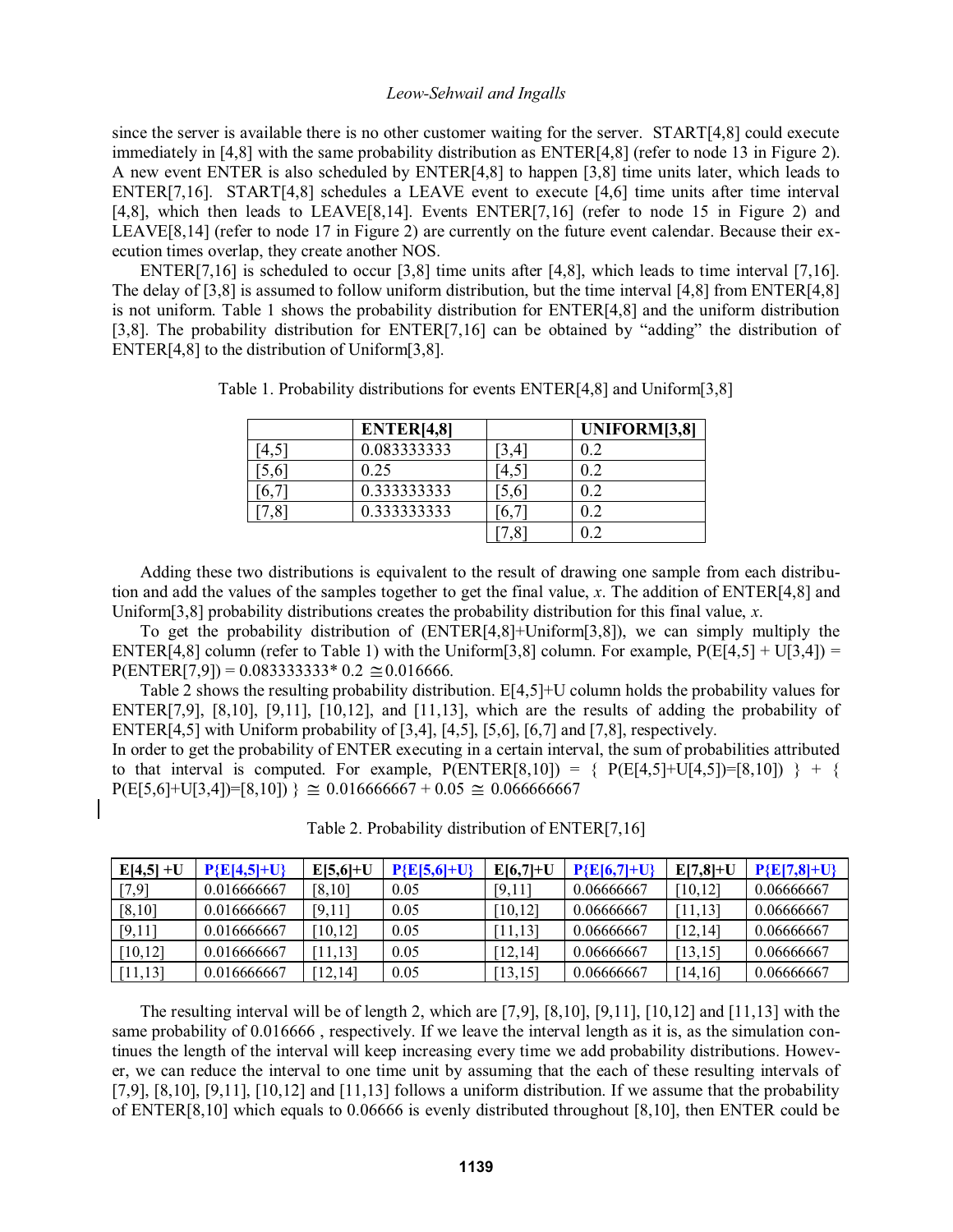since the server is available there is no other customer waiting for the server. START[4,8] could execute immediately in [4,8] with the same probability distribution as ENTER[4,8] (refer to node 13 in Figure 2). A new event ENTER is also scheduled by ENTER[4,8] to happen [3,8] time units later, which leads to ENTER[7,16]. START[4,8] schedules a LEAVE event to execute [4,6] time units after time interval [4,8], which then leads to LEAVE[8,14]. Events ENTER[7,16] (refer to node 15 in Figure 2) and LEAVE[8,14] (refer to node 17 in Figure 2) are currently on the future event calendar. Because their execution times overlap, they create another NOS.

ENTER[7,16] is scheduled to occur [3,8] time units after [4,8], which leads to time interval [7,16]. The delay of [3,8] is assumed to follow uniform distribution, but the time interval [4,8] from ENTER[4,8] is not uniform. Table 1 shows the probability distribution for ENTER[4,8] and the uniform distribution [3,8]. The probability distribution for ENTER[7,16] can be obtained by "adding" the distribution of ENTER[4,8] to the distribution of Uniform[3,8].

Table 1. Probability distributions for events ENTER[4,8] and Uniform[3,8]

| | **ENTER[4,8]** | | **UNIFORM[3,8]** |
|---|---|---|---|
| [4,5] | 0.083333333 | [3,4] | 0.2 |
| [5,6] | 0.25 | [4,5] | 0.2 |
| [6,7] | 0.333333333 | [5,6] | 0.2 |
| [7,8] | 0.333333333 | [6,7] | 0.2 |
| | | [7,8] | 0.2 |

Adding these two distributions is equivalent to the result of drawing one sample from each distribution and add the values of the samples together to get the final value, *x*. The addition of ENTER[4,8] and Uniform[3,8] probability distributions creates the probability distribution for this final value, *x*.

To get the probability distribution of (ENTER[4,8]+Uniform[3,8]), we can simply multiply the ENTER[4,8] column (refer to Table 1) with the Uniform[3,8] column. For example, P(E[4,5] + U[3,4]) = P(ENTER[7,9]) = 0.083333333* 0.2 $\cong$ 0.016666.

Table 2 shows the resulting probability distribution. E[4,5]+U column holds the probability values for ENTER[7,9], [8,10], [9,11], [10,12], and [11,13], which are the results of adding the probability of ENTER[4,5] with Uniform probability of [3,4], [4,5], [5,6], [6,7] and [7,8], respectively.

In order to get the probability of ENTER executing in a certain interval, the sum of probabilities attributed to that interval is computed. For example, P(ENTER[8,10]) = { P(E[4,5]+U[4,5])=[8,10]) } + { P(E[5,6]+U[3,4])=[8,10]) } $\cong$ 0.016666667 + 0.05 $\cong$ 0.066666667

Table 2. Probability distribution of ENTER[7,16]

| **E[4,5] +U** | **P{E[4,5]+U}** | **E[5,6]+U** | **P{E[5,6]+U}** | **E[6,7]+U** | **P{E[6,7]+U}** | **E[7,8]+U** | **P{E[7,8]+U}** |
|---|---|---|---|---|---|---|---|
| [7,9] | 0.016666667 | [8,10] | 0.05 | [9,11] | 0.06666667 | [10,12] | 0.06666667 |
| [8,10] | 0.016666667 | [9,11] | 0.05 | [10,12] | 0.06666667 | [11,13] | 0.06666667 |
| [9,11] | 0.016666667 | [10,12] | 0.05 | [11,13] | 0.06666667 | [12,14] | 0.06666667 |
| [10,12] | 0.016666667 | [11,13] | 0.05 | [12,14] | 0.06666667 | [13,15] | 0.06666667 |
| [11,13] | 0.016666667 | [12,14] | 0.05 | [13,15] | 0.06666667 | [14,16] | 0.06666667 |

The resulting interval will be of length 2, which are [7,9], [8,10], [9,11], [10,12] and [11,13] with the same probability of 0.016666 , respectively. If we leave the interval length as it is, as the simulation continues the length of the interval will keep increasing every time we add probability distributions. However, we can reduce the interval to one time unit by assuming that the each of these resulting intervals of [7,9], [8,10], [9,11], [10,12] and [11,13] follows a uniform distribution. If we assume that the probability of ENTER[8,10] which equals to 0.06666 is evenly distributed throughout [8,10], then ENTER could be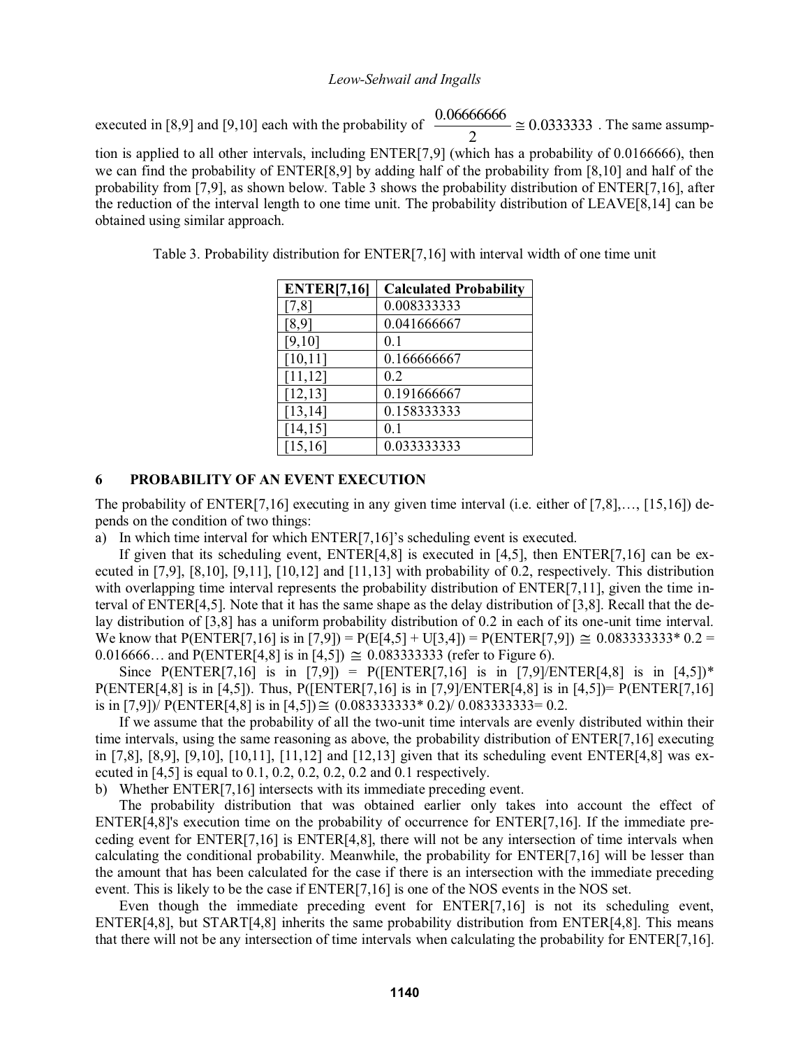executed in [8,9] and [9,10] each with the probability of $\dfrac{0.06666666}{2} \cong 0.0333333$ . The same assumption is applied to all other intervals, including ENTER[7,9] (which has a probability of 0.0166666), then we can find the probability of ENTER[8,9] by adding half of the probability from [8,10] and half of the probability from [7,9], as shown below. Table 3 shows the probability distribution of ENTER[7,16], after the reduction of the interval length to one time unit. The probability distribution of LEAVE[8,14] can be obtained using similar approach.

Table 3. Probability distribution for ENTER[7,16] with interval width of one time unit

| ENTER[7,16] | Calculated Probability |
|---|---|
| [7,8] | 0.008333333 |
| [8,9] | 0.041666667 |
| [9,10] | 0.1 |
| [10,11] | 0.166666667 |
| [11,12] | 0.2 |
| [12,13] | 0.191666667 |
| [13,14] | 0.158333333 |
| [14,15] | 0.1 |
| [15,16] | 0.033333333 |

## 6 PROBABILITY OF AN EVENT EXECUTION

The probability of ENTER[7,16] executing in any given time interval (i.e. either of [7,8],…, [15,16]) depends on the condition of two things:

a) In which time interval for which ENTER[7,16]'s scheduling event is executed.

If given that its scheduling event, ENTER[4,8] is executed in [4,5], then ENTER[7,16] can be executed in [7,9], [8,10], [9,11], [10,12] and [11,13] with probability of 0.2, respectively. This distribution with overlapping time interval represents the probability distribution of ENTER[7,11], given the time interval of ENTER[4,5]. Note that it has the same shape as the delay distribution of [3,8]. Recall that the delay distribution of [3,8] has a uniform probability distribution of 0.2 in each of its one-unit time interval. We know that P(ENTER[7,16] is in [7,9]) = P(E[4,5] + U[3,4]) = P(ENTER[7,9]) $\cong$ 0.083333333* 0.2 = 0.016666… and P(ENTER[4,8] is in [4,5]) $\cong$ 0.083333333 (refer to Figure 6).

Since P(ENTER[7,16] is in [7,9]) = P([ENTER[7,16] is in [7,9]/ENTER[4,8] is in [4,5])* P(ENTER[4,8] is in [4,5]). Thus, P([ENTER[7,16] is in [7,9]/ENTER[4,8] is in [4,5])= P(ENTER[7,16] is in [7,9])/ P(ENTER[4,8] is in [4,5]) $\cong$ (0.083333333* 0.2)/ 0.083333333= 0.2.

If we assume that the probability of all the two-unit time intervals are evenly distributed within their time intervals, using the same reasoning as above, the probability distribution of ENTER[7,16] executing in [7,8], [8,9], [9,10], [10,11], [11,12] and [12,13] given that its scheduling event ENTER[4,8] was executed in [4,5] is equal to 0.1, 0.2, 0.2, 0.2, 0.2 and 0.1 respectively.

b) Whether ENTER[7,16] intersects with its immediate preceding event.

The probability distribution that was obtained earlier only takes into account the effect of ENTER[4,8]'s execution time on the probability of occurrence for ENTER[7,16]. If the immediate preceding event for ENTER[7,16] is ENTER[4,8], there will not be any intersection of time intervals when calculating the conditional probability. Meanwhile, the probability for ENTER[7,16] will be lesser than the amount that has been calculated for the case if there is an intersection with the immediate preceding event. This is likely to be the case if ENTER[7,16] is one of the NOS events in the NOS set.

Even though the immediate preceding event for ENTER[7,16] is not its scheduling event, ENTER[4,8], but START[4,8] inherits the same probability distribution from ENTER[4,8]. This means that there will not be any intersection of time intervals when calculating the probability for ENTER[7,16].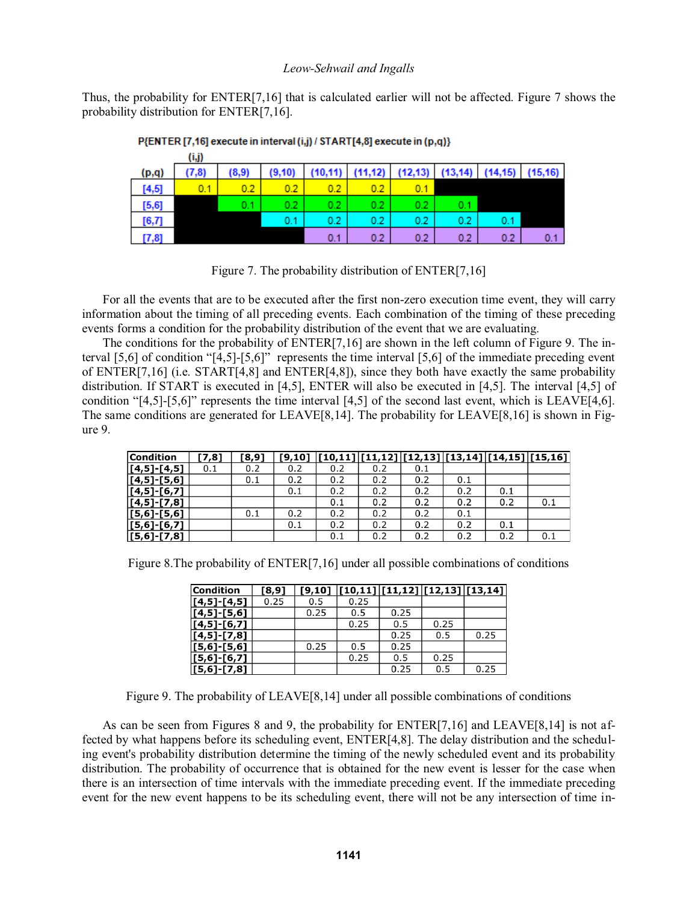Thus, the probability for ENTER[7,16] that is calculated earlier will not be affected. Figure 7 shows the probability distribution for ENTER[7,16].

P{ENTER [7,16] execute in interval (i,j) / START[4,8] execute in (p,q)}

| (p,q) \ (i,j) | (7,8) | (8,9) | (9,10) | (10,11) | (11,12) | (12,13) | (13,14) | (14,15) | (15,16) |
|---|---|---|---|---|---|---|---|---|---|
| [4,5] | 0.1 | 0.2 | 0.2 | 0.2 | 0.2 | 0.1 | | | |
| [5,6] | | 0.1 | 0.2 | 0.2 | 0.2 | 0.2 | 0.1 | | |
| [6,7] | | | 0.1 | 0.2 | 0.2 | 0.2 | 0.2 | 0.1 | |
| [7,8] | | | | 0.1 | 0.2 | 0.2 | 0.2 | 0.2 | 0.1 |

Figure 7. The probability distribution of ENTER[7,16]

For all the events that are to be executed after the first non-zero execution time event, they will carry information about the timing of all preceding events. Each combination of the timing of these preceding events forms a condition for the probability distribution of the event that we are evaluating.

The conditions for the probability of ENTER[7,16] are shown in the left column of Figure 9. The interval [5,6] of condition "[4,5]-[5,6]" represents the time interval [5,6] of the immediate preceding event of ENTER[7,16] (i.e. START[4,8] and ENTER[4,8]), since they both have exactly the same probability distribution. If START is executed in [4,5], ENTER will also be executed in [4,5]. The interval [4,5] of condition "[4,5]-[5,6]" represents the time interval [4,5] of the second last event, which is LEAVE[4,6]. The same conditions are generated for LEAVE[8,14]. The probability for LEAVE[8,16] is shown in Figure 9.

| Condition | [7,8] | [8,9] | [9,10] | [10,11] | [11,12] | [12,13] | [13,14] | [14,15] | [15,16] |
|---|---|---|---|---|---|---|---|---|---|
| [4,5]-[4,5] | 0.1 | 0.2 | 0.2 | 0.2 | 0.2 | 0.1 | | | |
| [4,5]-[5,6] | | 0.1 | 0.2 | 0.2 | 0.2 | 0.2 | 0.1 | | |
| [4,5]-[6,7] | | | 0.1 | 0.2 | 0.2 | 0.2 | 0.2 | 0.1 | |
| [4,5]-[7,8] | | | | 0.1 | 0.2 | 0.2 | 0.2 | 0.2 | 0.1 |
| [5,6]-[5,6] | | 0.1 | 0.2 | 0.2 | 0.2 | 0.2 | 0.1 | | |
| [5,6]-[6,7] | | | 0.1 | 0.2 | 0.2 | 0.2 | 0.2 | 0.1 | |
| [5,6]-[7,8] | | | | 0.1 | 0.2 | 0.2 | 0.2 | 0.2 | 0.1 |

Figure 8.The probability of ENTER[7,16] under all possible combinations of conditions

| Condition | [8,9] | [9,10] | [10,11] | [11,12] | [12,13] | [13,14] |
|---|---|---|---|---|---|---|
| [4,5]-[4,5] | 0.25 | 0.5 | 0.25 | | | |
| [4,5]-[5,6] | | 0.25 | 0.5 | 0.25 | | |
| [4,5]-[6,7] | | | 0.25 | 0.5 | 0.25 | |
| [4,5]-[7,8] | | | | 0.25 | 0.5 | 0.25 |
| [5,6]-[5,6] | | 0.25 | 0.5 | 0.25 | | |
| [5,6]-[6,7] | | | 0.25 | 0.5 | 0.25 | |
| [5,6]-[7,8] | | | | 0.25 | 0.5 | 0.25 |

Figure 9. The probability of LEAVE[8,14] under all possible combinations of conditions

As can be seen from Figures 8 and 9, the probability for ENTER[7,16] and LEAVE[8,14] is not affected by what happens before its scheduling event, ENTER[4,8]. The delay distribution and the scheduling event's probability distribution determine the timing of the newly scheduled event and its probability distribution. The probability of occurrence that is obtained for the new event is lesser for the case when there is an intersection of time intervals with the immediate preceding event. If the immediate preceding event for the new event happens to be its scheduling event, there will not be any intersection of time in-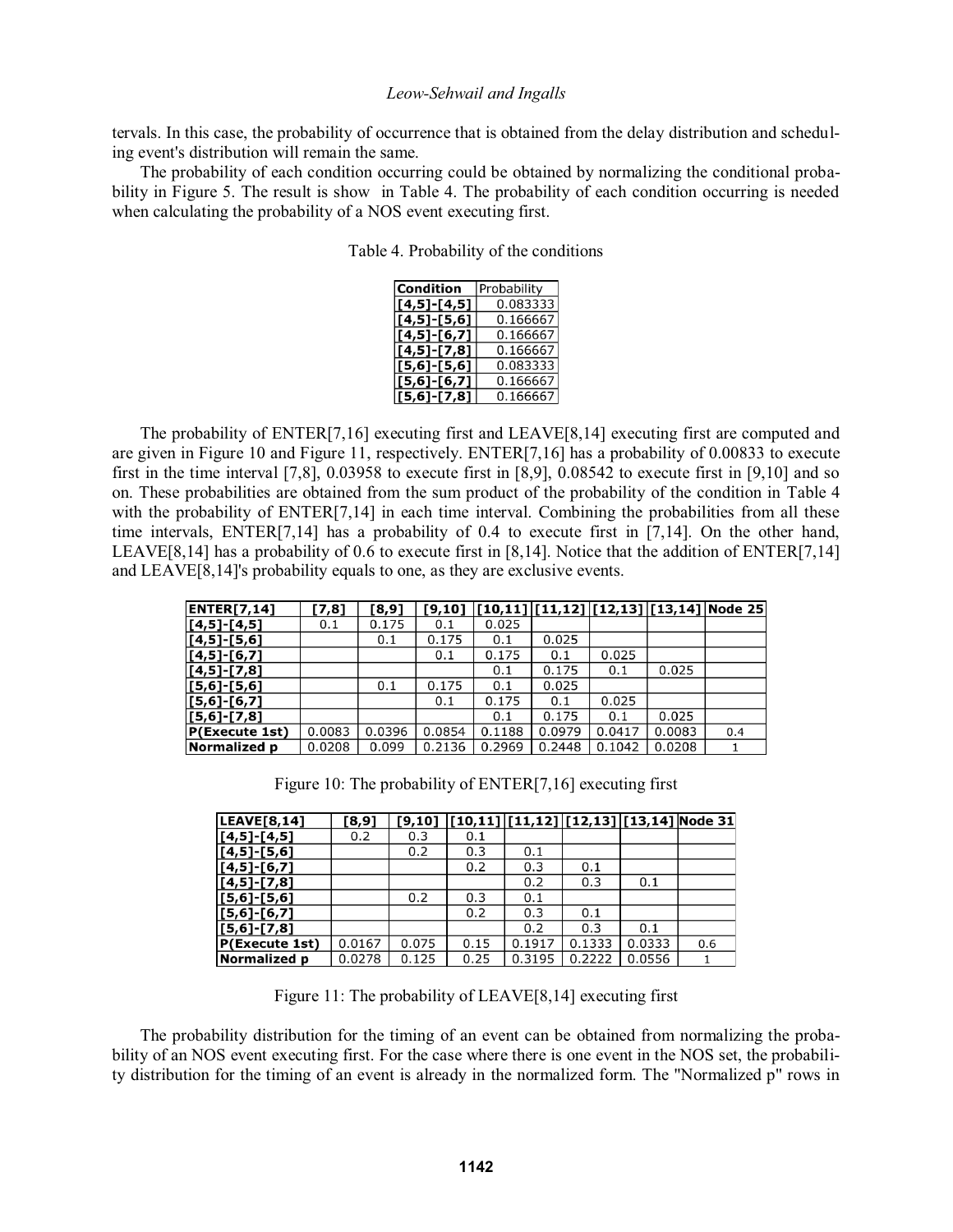tervals. In this case, the probability of occurrence that is obtained from the delay distribution and scheduling event's distribution will remain the same.

The probability of each condition occurring could be obtained by normalizing the conditional probability in Figure 5. The result is show in Table 4. The probability of each condition occurring is needed when calculating the probability of a NOS event executing first.

Table 4. Probability of the conditions

| Condition | Probability |
|---|---|
| [4,5]-[4,5] | 0.083333 |
| [4,5]-[5,6] | 0.166667 |
| [4,5]-[6,7] | 0.166667 |
| [4,5]-[7,8] | 0.166667 |
| [5,6]-[5,6] | 0.083333 |
| [5,6]-[6,7] | 0.166667 |
| [5,6]-[7,8] | 0.166667 |

The probability of ENTER[7,16] executing first and LEAVE[8,14] executing first are computed and are given in Figure 10 and Figure 11, respectively. ENTER[7,16] has a probability of 0.00833 to execute first in the time interval [7,8], 0.03958 to execute first in [8,9], 0.08542 to execute first in [9,10] and so on. These probabilities are obtained from the sum product of the probability of the condition in Table 4 with the probability of ENTER[7,14] in each time interval. Combining the probabilities from all these time intervals, ENTER[7,14] has a probability of 0.4 to execute first in [7,14]. On the other hand, LEAVE[8,14] has a probability of 0.6 to execute first in [8,14]. Notice that the addition of ENTER[7,14] and LEAVE[8,14]'s probability equals to one, as they are exclusive events.

| ENTER[7,14] | [7,8] | [8,9] | [9,10] | [10,11] | [11,12] | [12,13] | [13,14] | Node 25 |
|---|---|---|---|---|---|---|---|---|
| [4,5]-[4,5] | 0.1 | 0.175 | 0.1 | 0.025 | | | | |
| [4,5]-[5,6] | | 0.1 | 0.175 | 0.1 | 0.025 | | | |
| [4,5]-[6,7] | | | 0.1 | 0.175 | 0.1 | 0.025 | | |
| [4,5]-[7,8] | | | | 0.1 | 0.175 | 0.1 | 0.025 | |
| [5,6]-[5,6] | | 0.1 | 0.175 | 0.1 | 0.025 | | | |
| [5,6]-[6,7] | | | 0.1 | 0.175 | 0.1 | 0.025 | | |
| [5,6]-[7,8] | | | | 0.1 | 0.175 | 0.1 | 0.025 | |
| P(Execute 1st) | 0.0083 | 0.0396 | 0.0854 | 0.1188 | 0.0979 | 0.0417 | 0.0083 | 0.4 |
| Normalized p | 0.0208 | 0.099 | 0.2136 | 0.2969 | 0.2448 | 0.1042 | 0.0208 | 1 |

Figure 10: The probability of ENTER[7,16] executing first

| LEAVE[8,14] | [8,9] | [9,10] | [10,11] | [11,12] | [12,13] | [13,14] | Node 31 |
|---|---|---|---|---|---|---|---|
| [4,5]-[4,5] | 0.2 | 0.3 | 0.1 | | | | |
| [4,5]-[5,6] | | 0.2 | 0.3 | 0.1 | | | |
| [4,5]-[6,7] | | | 0.2 | 0.3 | 0.1 | | |
| [4,5]-[7,8] | | | | 0.2 | 0.3 | 0.1 | |
| [5,6]-[5,6] | | 0.2 | 0.3 | 0.1 | | | |
| [5,6]-[6,7] | | | 0.2 | 0.3 | 0.1 | | |
| [5,6]-[7,8] | | | | 0.2 | 0.3 | 0.1 | |
| P(Execute 1st) | 0.0167 | 0.075 | 0.15 | 0.1917 | 0.1333 | 0.0333 | 0.6 |
| Normalized p | 0.0278 | 0.125 | 0.25 | 0.3195 | 0.2222 | 0.0556 | 1 |

Figure 11: The probability of LEAVE[8,14] executing first

The probability distribution for the timing of an event can be obtained from normalizing the probability of an NOS event executing first. For the case where there is one event in the NOS set, the probability distribution for the timing of an event is already in the normalized form. The "Normalized p" rows in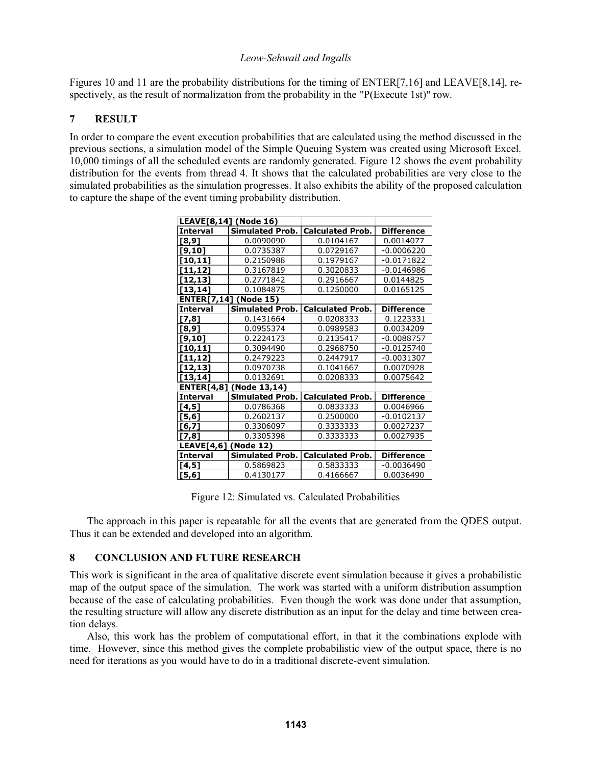Figures 10 and 11 are the probability distributions for the timing of ENTER[7,16] and LEAVE[8,14], respectively, as the result of normalization from the probability in the "P(Execute 1st)" row.

## 7 RESULT

In order to compare the event execution probabilities that are calculated using the method discussed in the previous sections, a simulation model of the Simple Queuing System was created using Microsoft Excel. 10,000 timings of all the scheduled events are randomly generated. Figure 12 shows the event probability distribution for the events from thread 4. It shows that the calculated probabilities are very close to the simulated probabilities as the simulation progresses. It also exhibits the ability of the proposed calculation to capture the shape of the event timing probability distribution.

| LEAVE[8,14] (Node 16) | | | |
|---|---|---|---|
| **Interval** | **Simulated Prob.** | **Calculated Prob.** | **Difference** |
| [8,9] | 0.0090090 | 0.0104167 | 0.0014077 |
| [9,10] | 0.0735387 | 0.0729167 | -0.0006220 |
| [10,11] | 0.2150988 | 0.1979167 | -0.0171822 |
| [11,12] | 0.3167819 | 0.3020833 | -0.0146986 |
| [12,13] | 0.2771842 | 0.2916667 | 0.0144825 |
| [13,14] | 0.1084875 | 0.1250000 | 0.0165125 |
| **ENTER[7,14] (Node 15)** | | | |
| **Interval** | **Simulated Prob.** | **Calculated Prob.** | **Difference** |
| [7,8] | 0.1431664 | 0.0208333 | -0.1223331 |
| [8,9] | 0.0955374 | 0.0989583 | 0.0034209 |
| [9,10] | 0.2224173 | 0.2135417 | -0.0088757 |
| [10,11] | 0.3094490 | 0.2968750 | -0.0125740 |
| [11,12] | 0.2479223 | 0.2447917 | -0.0031307 |
| [12,13] | 0.0970738 | 0.1041667 | 0.0070928 |
| [13,14] | 0.0132691 | 0.0208333 | 0.0075642 |
| **ENTER[4,8] (Node 13,14)** | | | |
| **Interval** | **Simulated Prob.** | **Calculated Prob.** | **Difference** |
| [4,5] | 0.0786368 | 0.0833333 | 0.0046966 |
| [5,6] | 0.2602137 | 0.2500000 | -0.0102137 |
| [6,7] | 0.3306097 | 0.3333333 | 0.0027237 |
| [7,8] | 0.3305398 | 0.3333333 | 0.0027935 |
| **LEAVE[4,6] (Node 12)** | | | |
| **Interval** | **Simulated Prob.** | **Calculated Prob.** | **Difference** |
| [4,5] | 0.5869823 | 0.5833333 | -0.0036490 |
| [5,6] | 0.4130177 | 0.4166667 | 0.0036490 |

Figure 12: Simulated vs. Calculated Probabilities

The approach in this paper is repeatable for all the events that are generated from the QDES output. Thus it can be extended and developed into an algorithm.

## 8 CONCLUSION AND FUTURE RESEARCH

This work is significant in the area of qualitative discrete event simulation because it gives a probabilistic map of the output space of the simulation. The work was started with a uniform distribution assumption because of the ease of calculating probabilities. Even though the work was done under that assumption, the resulting structure will allow any discrete distribution as an input for the delay and time between creation delays.

Also, this work has the problem of computational effort, in that it the combinations explode with time. However, since this method gives the complete probabilistic view of the output space, there is no need for iterations as you would have to do in a traditional discrete-event simulation.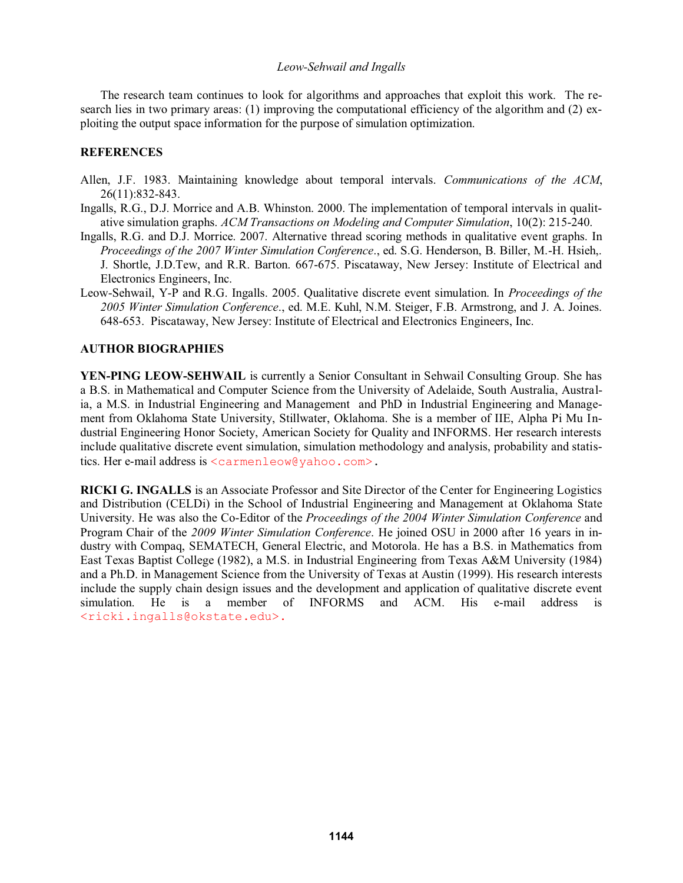The research team continues to look for algorithms and approaches that exploit this work. The research lies in two primary areas: (1) improving the computational efficiency of the algorithm and (2) exploiting the output space information for the purpose of simulation optimization.

## REFERENCES

Allen, J.F. 1983. Maintaining knowledge about temporal intervals. *Communications of the ACM*, 26(11):832-843.

Ingalls, R.G., D.J. Morrice and A.B. Whinston. 2000. The implementation of temporal intervals in qualitative simulation graphs. *ACM Transactions on Modeling and Computer Simulation*, 10(2): 215-240.

Ingalls, R.G. and D.J. Morrice. 2007. Alternative thread scoring methods in qualitative event graphs. In *Proceedings of the 2007 Winter Simulation Conference*., ed. S.G. Henderson, B. Biller, M.-H. Hsieh,. J. Shortle, J.D.Tew, and R.R. Barton. 667-675. Piscataway, New Jersey: Institute of Electrical and Electronics Engineers, Inc.

Leow-Sehwail, Y-P and R.G. Ingalls. 2005. Qualitative discrete event simulation. In *Proceedings of the 2005 Winter Simulation Conference*., ed. M.E. Kuhl, N.M. Steiger, F.B. Armstrong, and J. A. Joines. 648-653. Piscataway, New Jersey: Institute of Electrical and Electronics Engineers, Inc.

## AUTHOR BIOGRAPHIES

**YEN-PING LEOW-SEHWAIL** is currently a Senior Consultant in Sehwail Consulting Group. She has a B.S. in Mathematical and Computer Science from the University of Adelaide, South Australia, Australia, a M.S. in Industrial Engineering and Management and PhD in Industrial Engineering and Management from Oklahoma State University, Stillwater, Oklahoma. She is a member of IIE, Alpha Pi Mu Industrial Engineering Honor Society, American Society for Quality and INFORMS. Her research interests include qualitative discrete event simulation, simulation methodology and analysis, probability and statistics. Her e-mail address is <carmenleow@yahoo.com>.

**RICKI G. INGALLS** is an Associate Professor and Site Director of the Center for Engineering Logistics and Distribution (CELDi) in the School of Industrial Engineering and Management at Oklahoma State University. He was also the Co-Editor of the *Proceedings of the 2004 Winter Simulation Conference* and Program Chair of the *2009 Winter Simulation Conference*. He joined OSU in 2000 after 16 years in industry with Compaq, SEMATECH, General Electric, and Motorola. He has a B.S. in Mathematics from East Texas Baptist College (1982), a M.S. in Industrial Engineering from Texas A&M University (1984) and a Ph.D. in Management Science from the University of Texas at Austin (1999). His research interests include the supply chain design issues and the development and application of qualitative discrete event simulation. He is a member of INFORMS and ACM. His e-mail address is <ricki.ingalls@okstate.edu>.